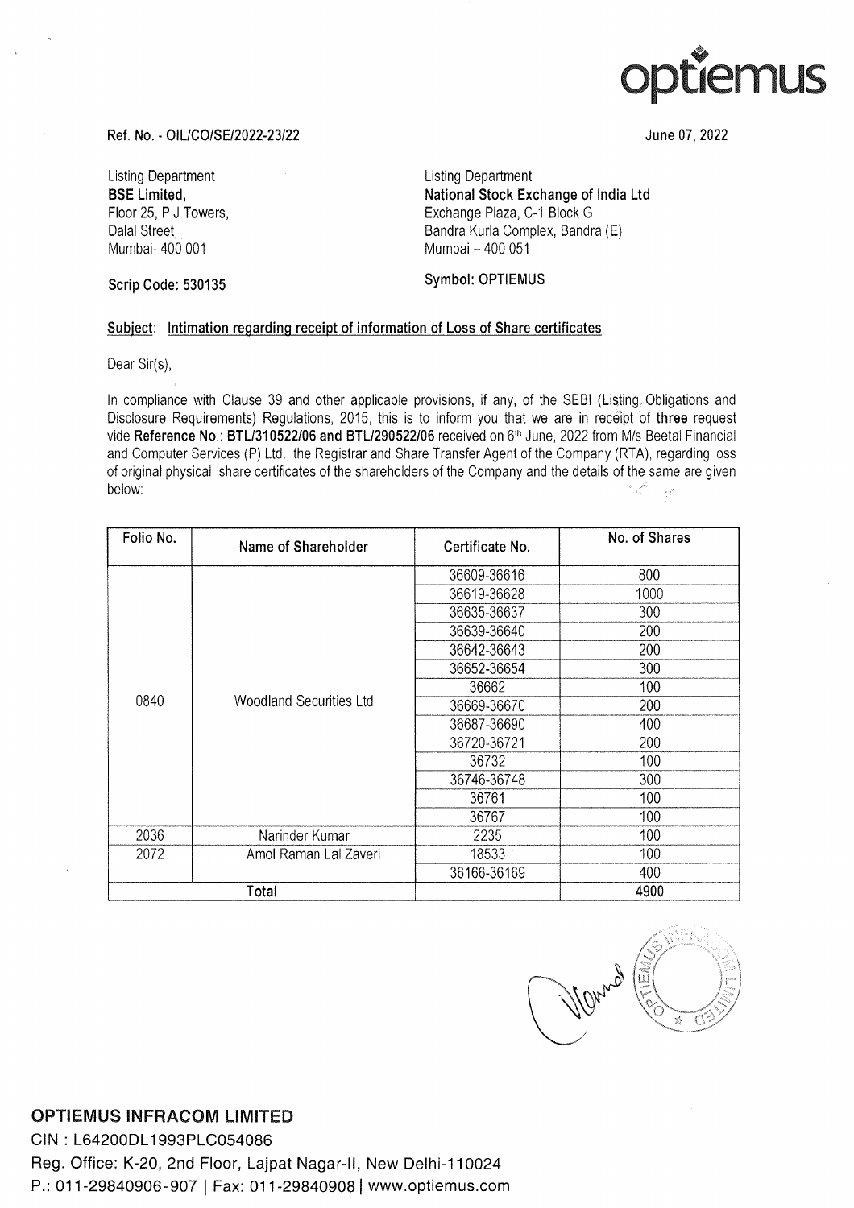optiemus

Ref. No. - OIL/CO/SE/2022-23/22

June 07, 2022

Listing Department
**BSE Limited,**
Floor 25, P J Towers,
Dalal Street,
Mumbai- 400 001

**Scrip Code: 530135**

Listing Department
**National Stock Exchange of India Ltd**
Exchange Plaza, C-1 Block G
Bandra Kurla Complex, Bandra (E)
Mumbai – 400 051

**Symbol: OPTIEMUS**

**Subject: Intimation regarding receipt of information of Loss of Share certificates**

Dear Sir(s),

In compliance with Clause 39 and other applicable provisions, if any, of the SEBI (Listing Obligations and Disclosure Requirements) Regulations, 2015, this is to inform you that we are in receipt of **three** request vide **Reference No.: BTL/310522/06 and BTL/290522/06** received on 6th June, 2022 from M/s Beetal Financial and Computer Services (P) Ltd., the Registrar and Share Transfer Agent of the Company (RTA), regarding loss of original physical share certificates of the shareholders of the Company and the details of the same are given below:

| Folio No. | Name of Shareholder | Certificate No. | No. of Shares |
|---|---|---|---|
| 0840 | Woodland Securities Ltd | 36609-36616 | 800 |
| | | 36619-36628 | 1000 |
| | | 36635-36637 | 300 |
| | | 36639-36640 | 200 |
| | | 36642-36643 | 200 |
| | | 36652-36654 | 300 |
| | | 36662 | 100 |
| | | 36669-36670 | 200 |
| | | 36687-36690 | 400 |
| | | 36720-36721 | 200 |
| | | 36732 | 100 |
| | | 36746-36748 | 300 |
| | | 36761 | 100 |
| | | 36767 | 100 |
| 2036 | Narinder Kumar | 2235 | 100 |
| 2072 | Amol Raman Lal Zaveri | 18533 | 100 |
| | | 36166-36169 | 400 |
| Total | | | 4900 |

**OPTIEMUS INFRACOM LIMITED**
CIN : L64200DL1993PLC054086
Reg. Office: K-20, 2nd Floor, Lajpat Nagar-II, New Delhi-110024
P.: 011-29840906-907 | Fax: 011-29840908 | www.optiemus.com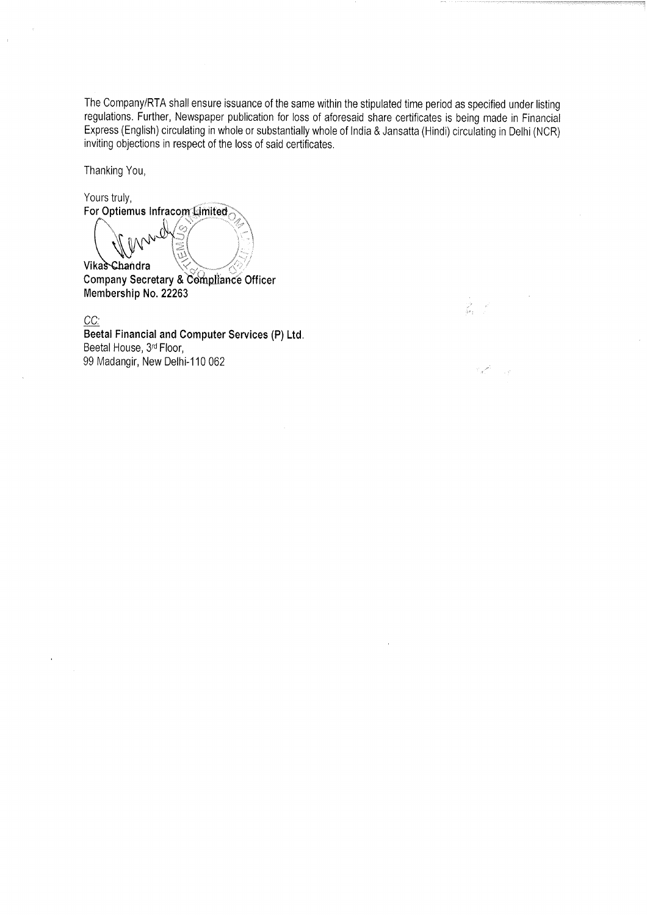The Company/RTA shall ensure issuance of the same within the stipulated time period as specified under listing regulations. Further, Newspaper publication for loss of aforesaid share certificates is being made in Financial Express (English) circulating in whole or substantially whole of India & Jansatta (Hindi) circulating in Delhi (NCR) inviting objections in respect of the loss of said certificates.

Thanking You,

Yours truly,
**For Optiemus Infracom Limited**

**Vikas Chandra**
**Company Secretary & Compliance Officer**
**Membership No. 22263**

_CC:_
**Beetal Financial and Computer Services (P) Ltd.**
Beetal House, 3rd Floor,
99 Madangir, New Delhi-110 062